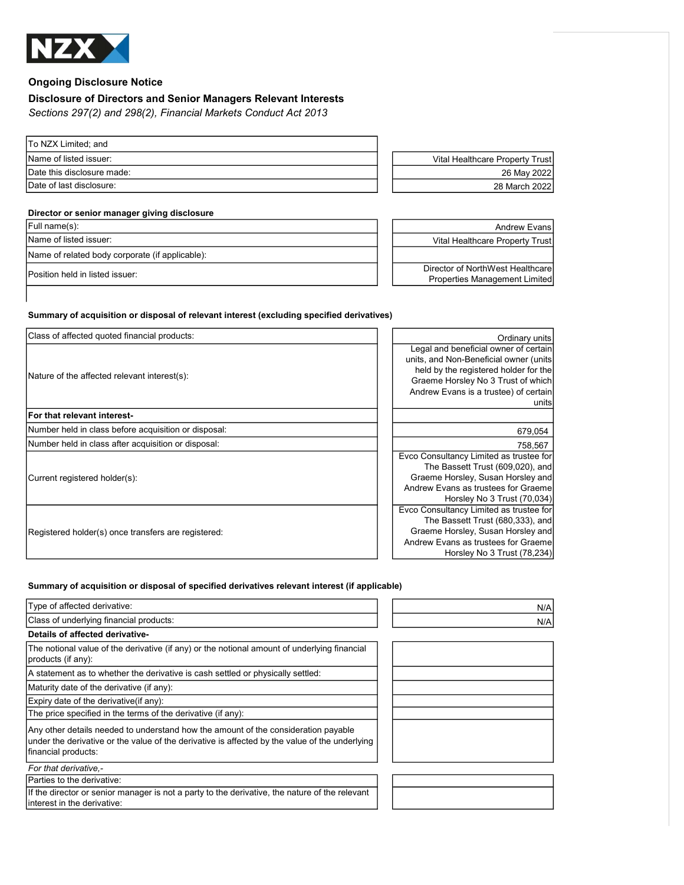NZX

## Ongoing Disclosure Notice

### Disclosure of Directors and Senior Managers Relevant Interests

*Sections 297(2) and 298(2), Financial Markets Conduct Act 2013*

| To NZX Limited; and | |
|---|---|
| Name of listed issuer: | Vital Healthcare Property Trust |
| Date this disclosure made: | 26 May 2022 |
| Date of last disclosure: | 28 March 2022 |

**Director or senior manager giving disclosure**

| | |
|---|---|
| Full name(s): | Andrew Evans |
| Name of listed issuer: | Vital Healthcare Property Trust |
| Name of related body corporate (if applicable): | |
| Position held in listed issuer: | Director of NorthWest Healthcare Properties Management Limited |

**Summary of acquisition or disposal of relevant interest (excluding specified derivatives)**

| | |
|---|---|
| Class of affected quoted financial products: | Ordinary units |
| Nature of the affected relevant interest(s): | Legal and beneficial owner of certain units, and Non-Beneficial owner (units held by the registered holder for the Graeme Horsley No 3 Trust of which Andrew Evans is a trustee) of certain units |
| **For that relevant interest-** | |
| Number held in class before acquisition or disposal: | 679,054 |
| Number held in class after acquisition or disposal: | 758,567 |
| Current registered holder(s): | Evco Consultancy Limited as trustee for The Bassett Trust (609,020), and Graeme Horsley, Susan Horsley and Andrew Evans as trustees for Graeme Horsley No 3 Trust (70,034) |
| Registered holder(s) once transfers are registered: | Evco Consultancy Limited as trustee for The Bassett Trust (680,333), and Graeme Horsley, Susan Horsley and Andrew Evans as trustees for Graeme Horsley No 3 Trust (78,234) |

**Summary of acquisition or disposal of specified derivatives relevant interest (if applicable)**

| | |
|---|---|
| Type of affected derivative: | N/A |
| Class of underlying financial products: | N/A |
| **Details of affected derivative-** | |
| The notional value of the derivative (if any) or the notional amount of underlying financial products (if any): | |
| A statement as to whether the derivative is cash settled or physically settled: | |
| Maturity date of the derivative (if any): | |
| Expiry date of the derivative(if any): | |
| The price specified in the terms of the derivative (if any): | |
| Any other details needed to understand how the amount of the consideration payable under the derivative or the value of the derivative is affected by the value of the underlying financial products: | |
| *For that derivative,-* | |
| Parties to the derivative: | |
| If the director or senior manager is not a party to the derivative, the nature of the relevant interest in the derivative: | |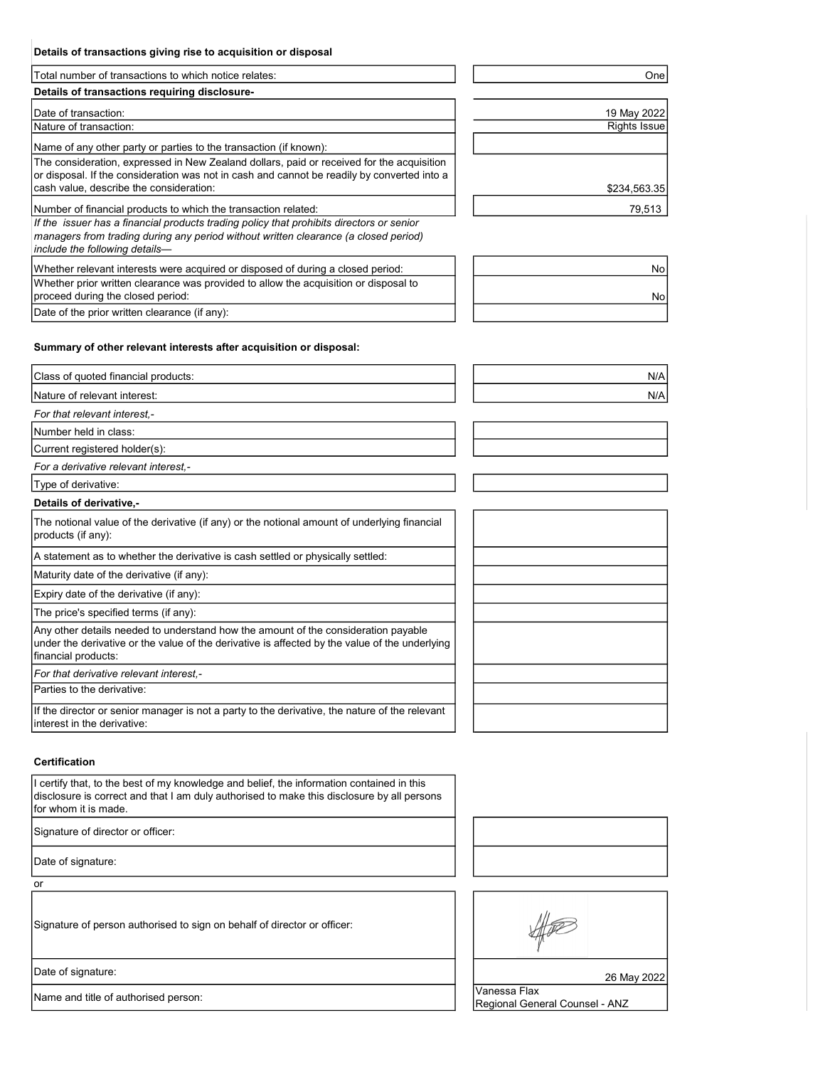**Details of transactions giving rise to acquisition or disposal**

| | |
|---|---|
| Total number of transactions to which notice relates: | One |

**Details of transactions requiring disclosure-**

| | |
|---|---|
| Date of transaction: | 19 May 2022 |
| Nature of transaction: | Rights Issue |
| Name of any other party or parties to the transaction (if known): | |
| The consideration, expressed in New Zealand dollars, paid or received for the acquisition or disposal. If the consideration was not in cash and cannot be readily by converted into a cash value, describe the consideration: | $234,563.35 |
| Number of financial products to which the transaction related: | 79,513 |

*If the issuer has a financial products trading policy that prohibits directors or senior managers from trading during any period without written clearance (a closed period) include the following details—*

| | |
|---|---|
| Whether relevant interests were acquired or disposed of during a closed period: | No |
| Whether prior written clearance was provided to allow the acquisition or disposal to proceed during the closed period: | No |
| Date of the prior written clearance (if any): | |

**Summary of other relevant interests after acquisition or disposal:**

| | |
|---|---|
| Class of quoted financial products: | N/A |
| Nature of relevant interest: | N/A |

*For that relevant interest,-*

| | |
|---|---|
| Number held in class: | |
| Current registered holder(s): | |

*For a derivative relevant interest,-*

| | |
|---|---|
| Type of derivative: | |

**Details of derivative,-**

| | |
|---|---|
| The notional value of the derivative (if any) or the notional amount of underlying financial products (if any): | |
| A statement as to whether the derivative is cash settled or physically settled: | |
| Maturity date of the derivative (if any): | |
| Expiry date of the derivative (if any): | |
| The price's specified terms (if any): | |
| Any other details needed to understand how the amount of the consideration payable under the derivative or the value of the derivative is affected by the value of the underlying financial products: | |

*For that derivative relevant interest,-*

| | |
|---|---|
| Parties to the derivative: | |
| If the director or senior manager is not a party to the derivative, the nature of the relevant interest in the derivative: | |

**Certification**

I certify that, to the best of my knowledge and belief, the information contained in this disclosure is correct and that I am duly authorised to make this disclosure by all persons for whom it is made.

| | |
|---|---|
| Signature of director or officer: | |
| Date of signature: | |

or

| | |
|---|---|
| Signature of person authorised to sign on behalf of director or officer: | [signature] |
| Date of signature: | 26 May 2022 |
| Name and title of authorised person: | Vanessa Flax<br>Regional General Counsel - ANZ |